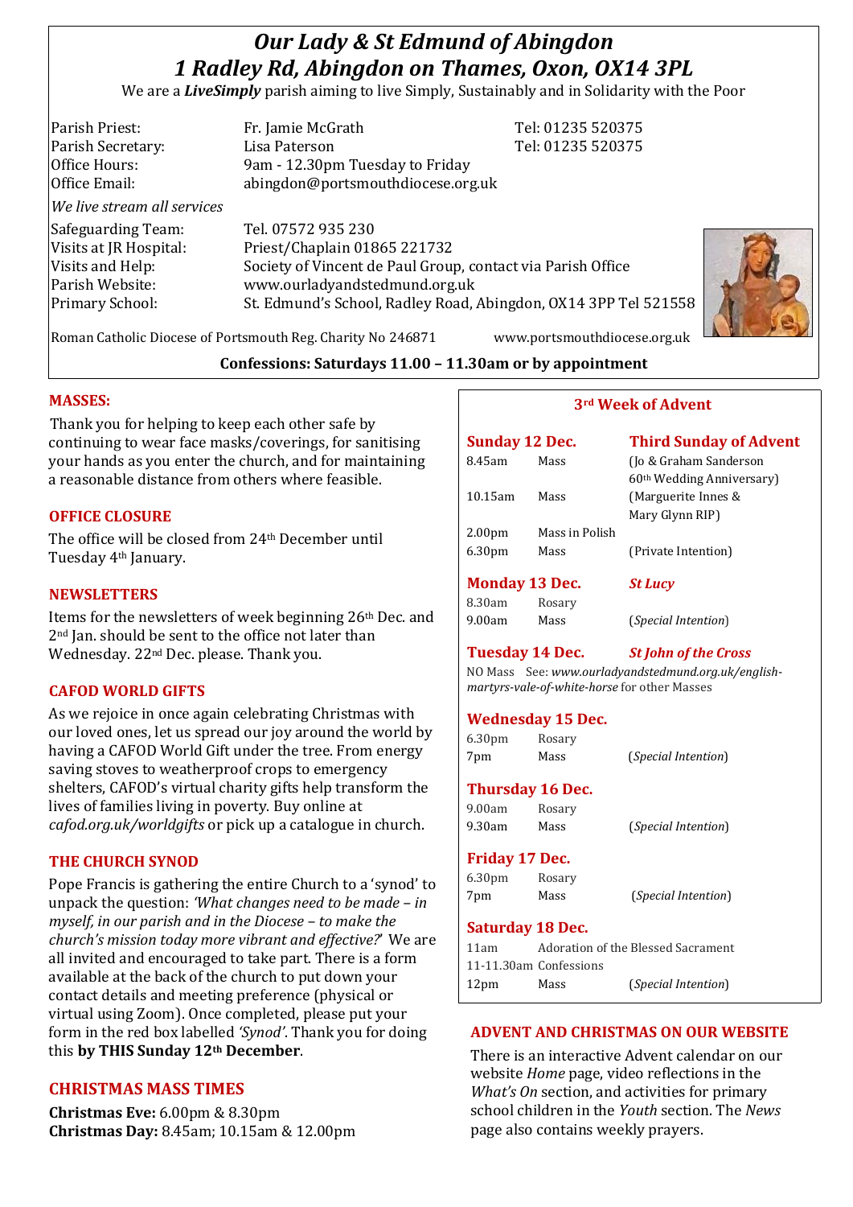# *Our Lady & St Edmund of Abingdon*
# *1 Radley Rd, Abingdon on Thames, Oxon, OX14 3PL*

We are a ***LiveSimply*** parish aiming to live Simply, Sustainably and in Solidarity with the Poor

| | | |
|---|---|---|
| Parish Priest: | Fr. Jamie McGrath | Tel: 01235 520375 |
| Parish Secretary: | Lisa Paterson | Tel: 01235 520375 |
| Office Hours: | 9am - 12.30pm Tuesday to Friday | |
| Office Email: | abingdon@portsmouthdiocese.org.uk | |

*We live stream all services*

| | |
|---|---|
| Safeguarding Team: | Tel. 07572 935 230 |
| Visits at JR Hospital: | Priest/Chaplain 01865 221732 |
| Visits and Help: | Society of Vincent de Paul Group, contact via Parish Office |
| Parish Website: | www.ourladyandstedmund.org.uk |
| Primary School: | St. Edmund's School, Radley Road, Abingdon, OX14 3PP Tel 521558 |

Roman Catholic Diocese of Portsmouth Reg. Charity No 246871 www.portsmouthdiocese.org.uk

**Confessions: Saturdays 11.00 – 11.30am or by appointment**

## MASSES:

Thank you for helping to keep each other safe by continuing to wear face masks/coverings, for sanitising your hands as you enter the church, and for maintaining a reasonable distance from others where feasible.

## OFFICE CLOSURE

The office will be closed from 24th December until Tuesday 4th January.

## NEWSLETTERS

Items for the newsletters of week beginning 26th Dec. and 2nd Jan. should be sent to the office not later than Wednesday. 22nd Dec. please. Thank you.

## CAFOD WORLD GIFTS

As we rejoice in once again celebrating Christmas with our loved ones, let us spread our joy around the world by having a CAFOD World Gift under the tree. From energy saving stoves to weatherproof crops to emergency shelters, CAFOD's virtual charity gifts help transform the lives of families living in poverty. Buy online at *cafod.org.uk/worldgifts* or pick up a catalogue in church.

## THE CHURCH SYNOD

Pope Francis is gathering the entire Church to a 'synod' to unpack the question: *'What changes need to be made – in myself, in our parish and in the Diocese – to make the church's mission today more vibrant and effective?'* We are all invited and encouraged to take part. There is a form available at the back of the church to put down your contact details and meeting preference (physical or virtual using Zoom). Once completed, please put your form in the red box labelled *'Synod'*. Thank you for doing this **by THIS Sunday 12th December**.

## CHRISTMAS MASS TIMES

**Christmas Eve:** 6.00pm & 8.30pm
**Christmas Day:** 8.45am; 10.15am & 12.00pm

## 3rd Week of Advent

### Sunday 12 Dec. — Third Sunday of Advent

| | | |
|---|---|---|
| 8.45am | Mass | (Jo & Graham Sanderson 60th Wedding Anniversary) |
| 10.15am | Mass | (Marguerite Innes & Mary Glynn RIP) |
| 2.00pm | Mass in Polish | |
| 6.30pm | Mass | (Private Intention) |

### Monday 13 Dec. — *St Lucy*

| | | |
|---|---|---|
| 8.30am | Rosary | |
| 9.00am | Mass | (*Special Intention*) |

### Tuesday 14 Dec. — *St John of the Cross*

NO Mass See: *www.ourladyandstedmund.org.uk/english-martyrs-vale-of-white-horse* for other Masses

### Wednesday 15 Dec.

| | | |
|---|---|---|
| 6.30pm | Rosary | |
| 7pm | Mass | (*Special Intention*) |

### Thursday 16 Dec.

| | | |
|---|---|---|
| 9.00am | Rosary | |
| 9.30am | Mass | (*Special Intention*) |

### Friday 17 Dec.

| | | |
|---|---|---|
| 6.30pm | Rosary | |
| 7pm | Mass | (*Special Intention*) |

### Saturday 18 Dec.

| | | |
|---|---|---|
| 11am | Adoration of the Blessed Sacrament | |
| 11-11.30am | Confessions | |
| 12pm | Mass | (*Special Intention*) |

## ADVENT AND CHRISTMAS ON OUR WEBSITE

There is an interactive Advent calendar on our website *Home* page, video reflections in the *What's On* section, and activities for primary school children in the *Youth* section. The *News* page also contains weekly prayers.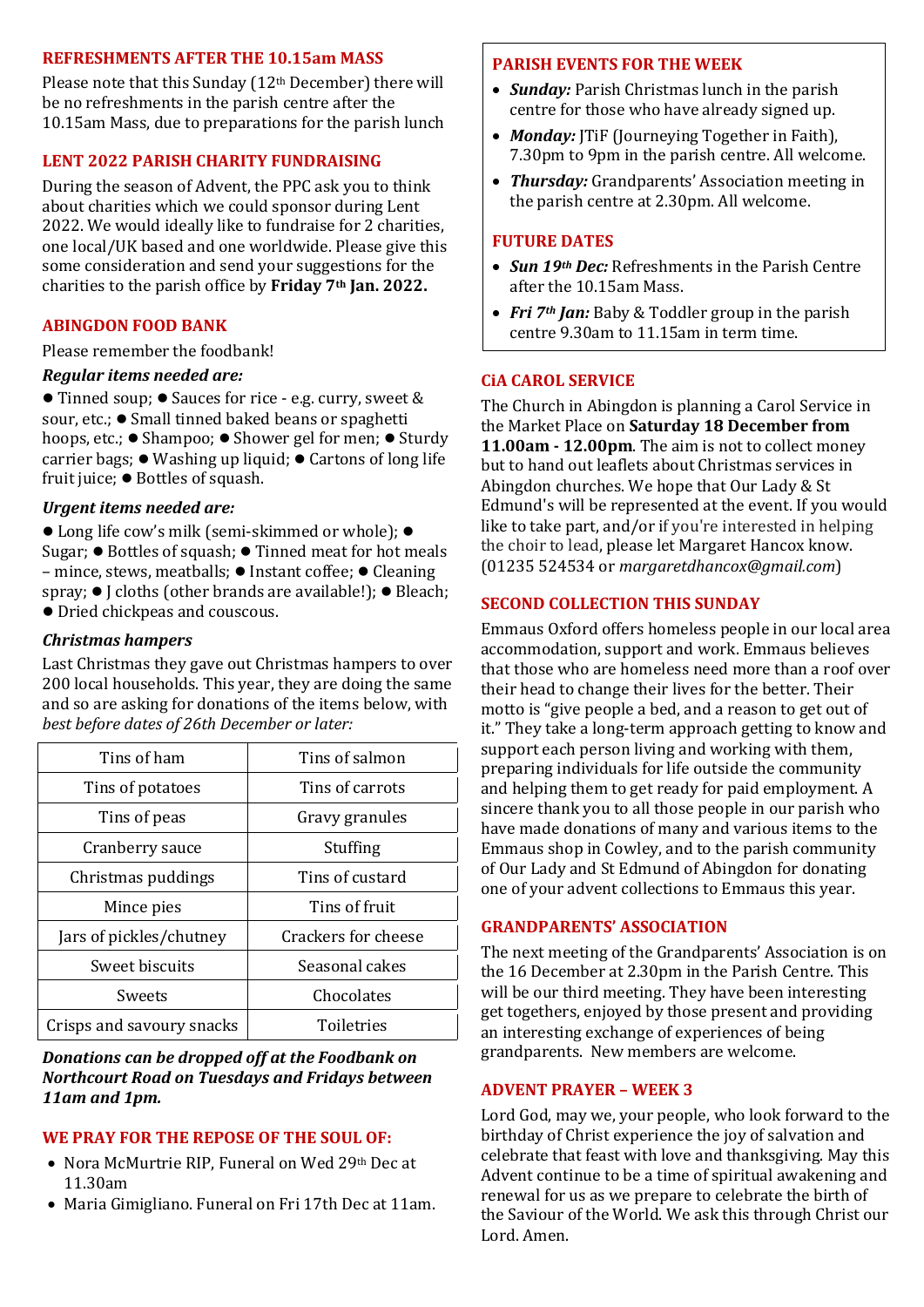## REFRESHMENTS AFTER THE 10.15am MASS

Please note that this Sunday (12th December) there will be no refreshments in the parish centre after the 10.15am Mass, due to preparations for the parish lunch

## LENT 2022 PARISH CHARITY FUNDRAISING

During the season of Advent, the PPC ask you to think about charities which we could sponsor during Lent 2022. We would ideally like to fundraise for 2 charities, one local/UK based and one worldwide. Please give this some consideration and send your suggestions for the charities to the parish office by **Friday 7th Jan. 2022.**

## ABINGDON FOOD BANK

Please remember the foodbank!

***Regular items needed are:***

● Tinned soup; ● Sauces for rice - e.g. curry, sweet & sour, etc.; ● Small tinned baked beans or spaghetti hoops, etc.; ● Shampoo; ● Shower gel for men; ● Sturdy carrier bags; ● Washing up liquid; ● Cartons of long life fruit juice; ● Bottles of squash.

***Urgent items needed are:***

● Long life cow's milk (semi-skimmed or whole); ● Sugar; ● Bottles of squash; ● Tinned meat for hot meals – mince, stews, meatballs; ● Instant coffee; ● Cleaning spray; ● J cloths (other brands are available!); ● Bleach; ● Dried chickpeas and couscous.

***Christmas hampers***

Last Christmas they gave out Christmas hampers to over 200 local households. This year, they are doing the same and so are asking for donations of the items below, with *best before dates of 26th December or later:*

| | |
|---|---|
| Tins of ham | Tins of salmon |
| Tins of potatoes | Tins of carrots |
| Tins of peas | Gravy granules |
| Cranberry sauce | Stuffing |
| Christmas puddings | Tins of custard |
| Mince pies | Tins of fruit |
| Jars of pickles/chutney | Crackers for cheese |
| Sweet biscuits | Seasonal cakes |
| Sweets | Chocolates |
| Crisps and savoury snacks | Toiletries |

***Donations can be dropped off at the Foodbank on Northcourt Road on Tuesdays and Fridays between 11am and 1pm.***

## WE PRAY FOR THE REPOSE OF THE SOUL OF:

- Nora McMurtrie RIP, Funeral on Wed 29th Dec at 11.30am
- Maria Gimigliano. Funeral on Fri 17th Dec at 11am.

## PARISH EVENTS FOR THE WEEK

- ***Sunday:*** Parish Christmas lunch in the parish centre for those who have already signed up.
- ***Monday:*** JTiF (Journeying Together in Faith), 7.30pm to 9pm in the parish centre. All welcome.
- ***Thursday:*** Grandparents' Association meeting in the parish centre at 2.30pm. All welcome.

## FUTURE DATES

- ***Sun 19th Dec:*** Refreshments in the Parish Centre after the 10.15am Mass.
- ***Fri 7th Jan:*** Baby & Toddler group in the parish centre 9.30am to 11.15am in term time.

## CiA CAROL SERVICE

The Church in Abingdon is planning a Carol Service in the Market Place on **Saturday 18 December from 11.00am - 12.00pm**. The aim is not to collect money but to hand out leaflets about Christmas services in Abingdon churches. We hope that Our Lady & St Edmund's will be represented at the event. If you would like to take part, and/or if you're interested in helping the choir to lead, please let Margaret Hancox know. (01235 524534 or *margaretdhancox@gmail.com*)

## SECOND COLLECTION THIS SUNDAY

Emmaus Oxford offers homeless people in our local area accommodation, support and work. Emmaus believes that those who are homeless need more than a roof over their head to change their lives for the better. Their motto is "give people a bed, and a reason to get out of it." They take a long-term approach getting to know and support each person living and working with them, preparing individuals for life outside the community and helping them to get ready for paid employment. A sincere thank you to all those people in our parish who have made donations of many and various items to the Emmaus shop in Cowley, and to the parish community of Our Lady and St Edmund of Abingdon for donating one of your advent collections to Emmaus this year.

## GRANDPARENTS' ASSOCIATION

The next meeting of the Grandparents' Association is on the 16 December at 2.30pm in the Parish Centre. This will be our third meeting. They have been interesting get togethers, enjoyed by those present and providing an interesting exchange of experiences of being grandparents. New members are welcome.

## ADVENT PRAYER – WEEK 3

Lord God, may we, your people, who look forward to the birthday of Christ experience the joy of salvation and celebrate that feast with love and thanksgiving. May this Advent continue to be a time of spiritual awakening and renewal for us as we prepare to celebrate the birth of the Saviour of the World. We ask this through Christ our Lord. Amen.